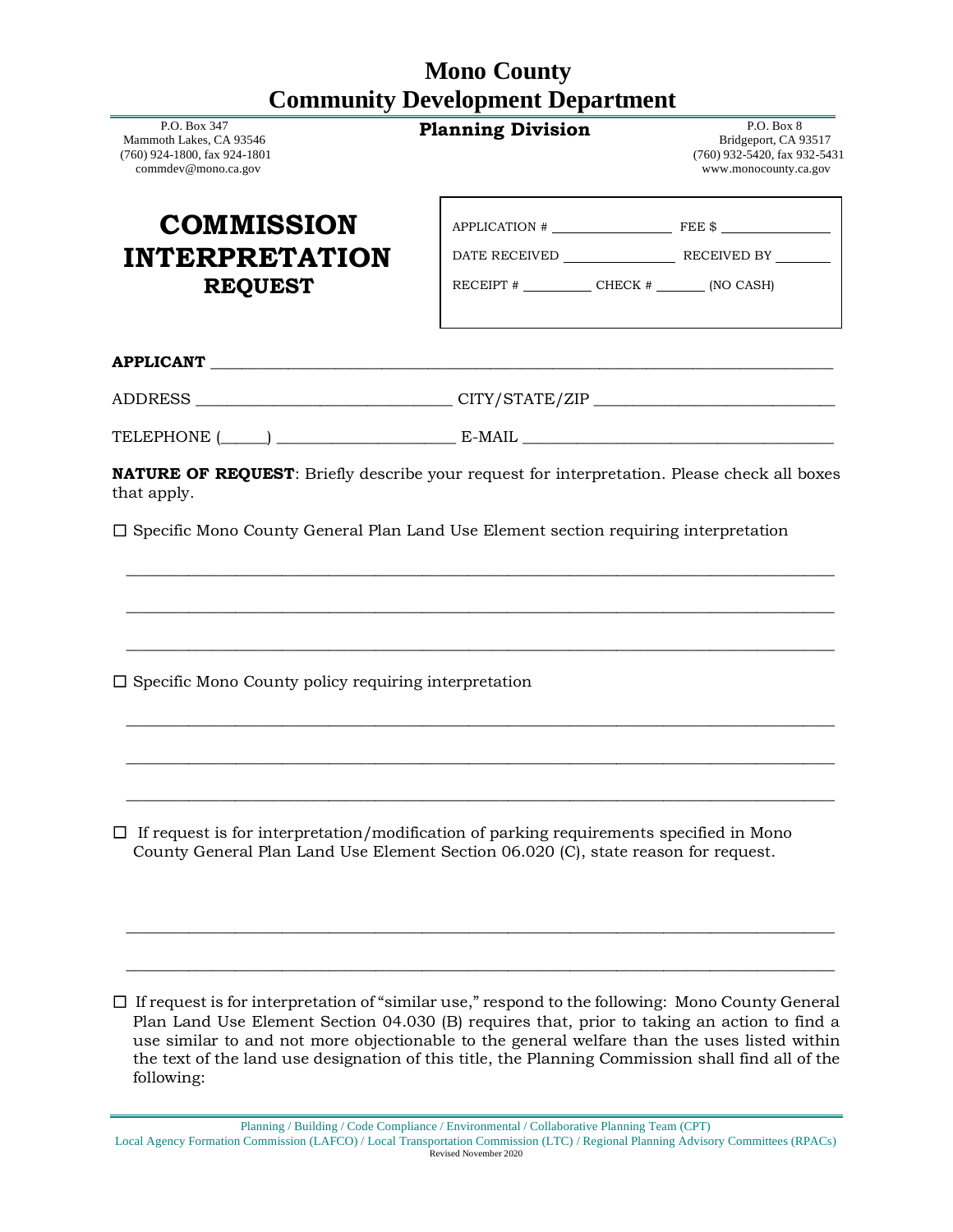# Mono County
# Community Development Department

P.O. Box 347
Mammoth Lakes, CA 93546
(760) 924-1800, fax 924-1801
commdev@mono.ca.gov

**Planning Division**

P.O. Box 8
Bridgeport, CA 93517
(760) 932-5420, fax 932-5431
www.monocounty.ca.gov

## COMMISSION INTERPRETATION REQUEST

APPLICATION # ______________ FEE $ ______________

DATE RECEIVED ______________ RECEIVED BY ________

RECEIPT # __________ CHECK # _______ (NO CASH)

**APPLICANT** ______________________________________________________________

ADDRESS ______________________________ CITY/STATE/ZIP ____________________________

TELEPHONE (_____) _____________________ E-MAIL ____________________________________

**NATURE OF REQUEST**: Briefly describe your request for interpretation. Please check all boxes that apply.

☐ Specific Mono County General Plan Land Use Element section requiring interpretation

______________________________________________________________________________

______________________________________________________________________________

______________________________________________________________________________

☐ Specific Mono County policy requiring interpretation

______________________________________________________________________________

______________________________________________________________________________

______________________________________________________________________________

☐ If request is for interpretation/modification of parking requirements specified in Mono County General Plan Land Use Element Section 06.020 (C), state reason for request.

______________________________________________________________________________

______________________________________________________________________________

☐ If request is for interpretation of "similar use," respond to the following: Mono County General Plan Land Use Element Section 04.030 (B) requires that, prior to taking an action to find a use similar to and not more objectionable to the general welfare than the uses listed within the text of the land use designation of this title, the Planning Commission shall find all of the following:

Planning / Building / Code Compliance / Environmental / Collaborative Planning Team (CPT)
Local Agency Formation Commission (LAFCO) / Local Transportation Commission (LTC) / Regional Planning Advisory Committees (RPACs)
Revised November 2020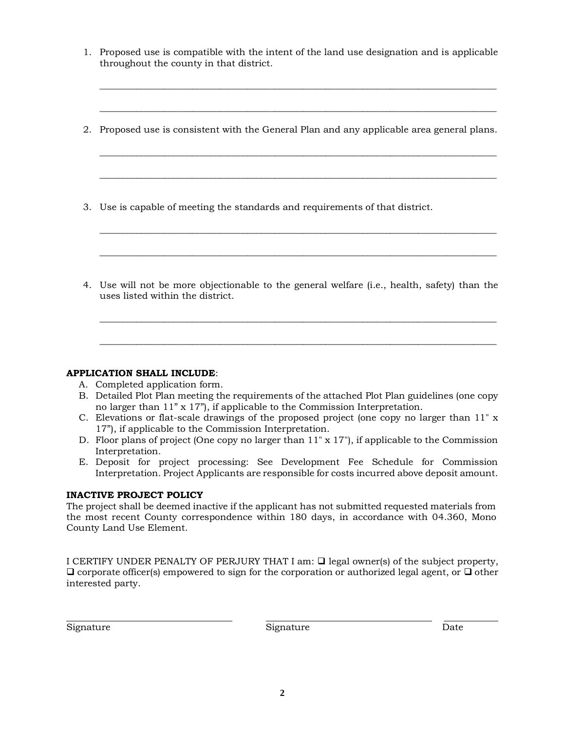1. Proposed use is compatible with the intent of the land use designation and is applicable throughout the county in that district.

______________________________________________________________________________

______________________________________________________________________________

2. Proposed use is consistent with the General Plan and any applicable area general plans.

______________________________________________________________________________

______________________________________________________________________________

3. Use is capable of meeting the standards and requirements of that district.

______________________________________________________________________________

______________________________________________________________________________

4. Use will not be more objectionable to the general welfare (i.e., health, safety) than the uses listed within the district.

______________________________________________________________________________

______________________________________________________________________________

**APPLICATION SHALL INCLUDE**:

A. Completed application form.
B. Detailed Plot Plan meeting the requirements of the attached Plot Plan guidelines (one copy no larger than 11" x 17"), if applicable to the Commission Interpretation.
C. Elevations or flat-scale drawings of the proposed project (one copy no larger than 11" x 17"), if applicable to the Commission Interpretation.
D. Floor plans of project (One copy no larger than 11" x 17"), if applicable to the Commission Interpretation.
E. Deposit for project processing: See Development Fee Schedule for Commission Interpretation. Project Applicants are responsible for costs incurred above deposit amount.

**INACTIVE PROJECT POLICY**

The project shall be deemed inactive if the applicant has not submitted requested materials from the most recent County correspondence within 180 days, in accordance with 04.360, Mono County Land Use Element.

I CERTIFY UNDER PENALTY OF PERJURY THAT I am: ❑ legal owner(s) of the subject property, ❑ corporate officer(s) empowered to sign for the corporation or authorized legal agent, or ❑ other interested party.

______________________________ ______________________________ ____________

Signature Signature Date